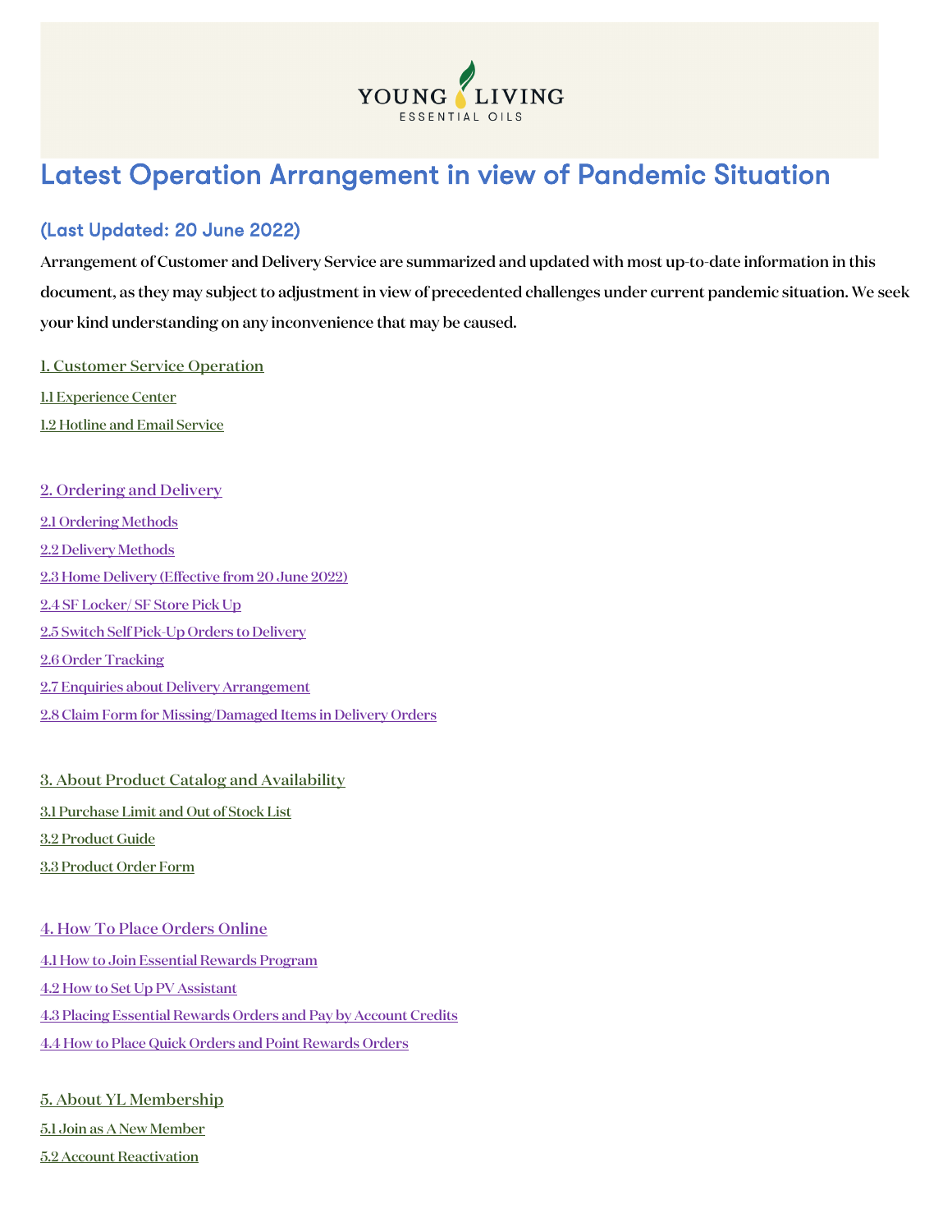# Latest Operation Arrangement in view of Pandemic Situation

## (Last Updated: 20 June 2022)

**Arrangement of Customer and Delivery Service are summarized and updated with most up-to-date information in this document, as they may subject to adjustment in view of precedented challenges under current pandemic situation. We seek your kind understanding on any inconvenience that may be caused.**

1. Customer Service Operation

1.1 Experience Center

1.2 Hotline and Email Service

2. Ordering and Delivery

2.1 Ordering Methods

2.2 Delivery Methods

2.3 Home Delivery (Effective from 20 June 2022)

2.4 SF Locker/ SF Store Pick Up

2.5 Switch Self Pick-Up Orders to Delivery

2.6 Order Tracking

2.7 Enquiries about Delivery Arrangement

2.8 Claim Form for Missing/Damaged Items in Delivery Orders

3. About Product Catalog and Availability

3.1 Purchase Limit and Out of Stock List

3.2 Product Guide

3.3 Product Order Form

4. How To Place Orders Online

4.1 How to Join Essential Rewards Program

4.2 How to Set Up PV Assistant

4.3 Placing Essential Rewards Orders and Pay by Account Credits

4.4 How to Place Quick Orders and Point Rewards Orders

5. About YL Membership

5.1 Join as A New Member

5.2 Account Reactivation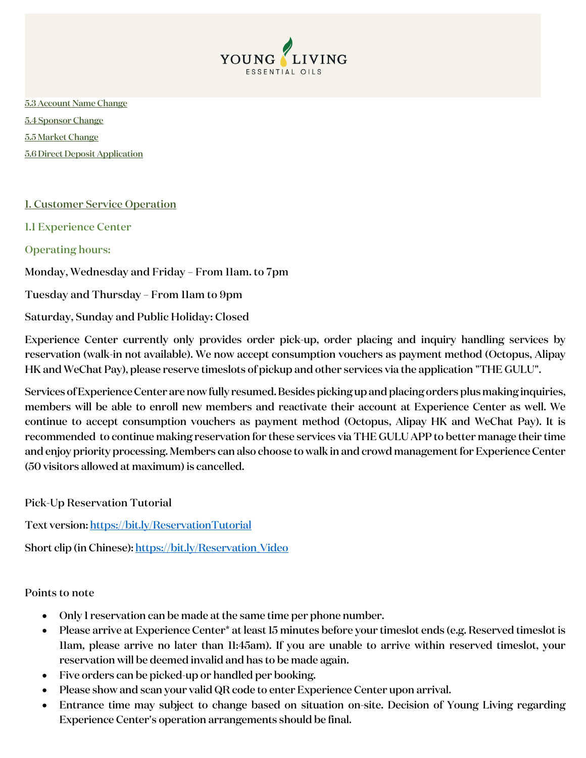[5.3 Account Name Change](#)

[5.4 Sponsor Change](#)

[5.5 Market Change](#)

[5.6 Direct Deposit Application](#)

## 1. Customer Service Operation

### 1.1 Experience Center

**Operating hours:**

Monday, Wednesday and Friday – From 11am. to 7pm

Tuesday and Thursday – From 11am to 9pm

Saturday, Sunday and Public Holiday: Closed

Experience Center currently only provides order pick-up, order placing and inquiry handling services by reservation (walk-in not available). We now accept consumption vouchers as payment method (Octopus, Alipay HK and WeChat Pay), please reserve timeslots of pickup and other services via the application "THE GULU".

Services of Experience Center are now fully resumed. Besides picking up and placing orders plus making inquiries, members will be able to enroll new members and reactivate their account at Experience Center as well. We continue to accept consumption vouchers as payment method (Octopus, Alipay HK and WeChat Pay). It is recommended to continue making reservation for these services via THE GULU APP to better manage their time and enjoy priority processing. Members can also choose to walk in and crowd management for Experience Center (50 visitors allowed at maximum) is cancelled.

Pick-Up Reservation Tutorial

Text version: https://bit.ly/ReservationTutorial

Short clip (in Chinese): https://bit.ly/Reservation_Video

Points to note

- Only 1 reservation can be made at the same time per phone number.
- Please arrive at Experience Center* at least 15 minutes before your timeslot ends (e.g. Reserved timeslot is 11am, please arrive no later than 11:45am). If you are unable to arrive within reserved timeslot, your reservation will be deemed invalid and has to be made again.
- Five orders can be picked-up or handled per booking.
- Please show and scan your valid QR code to enter Experience Center upon arrival.
- Entrance time may subject to change based on situation on-site. Decision of Young Living regarding Experience Center's operation arrangements should be final.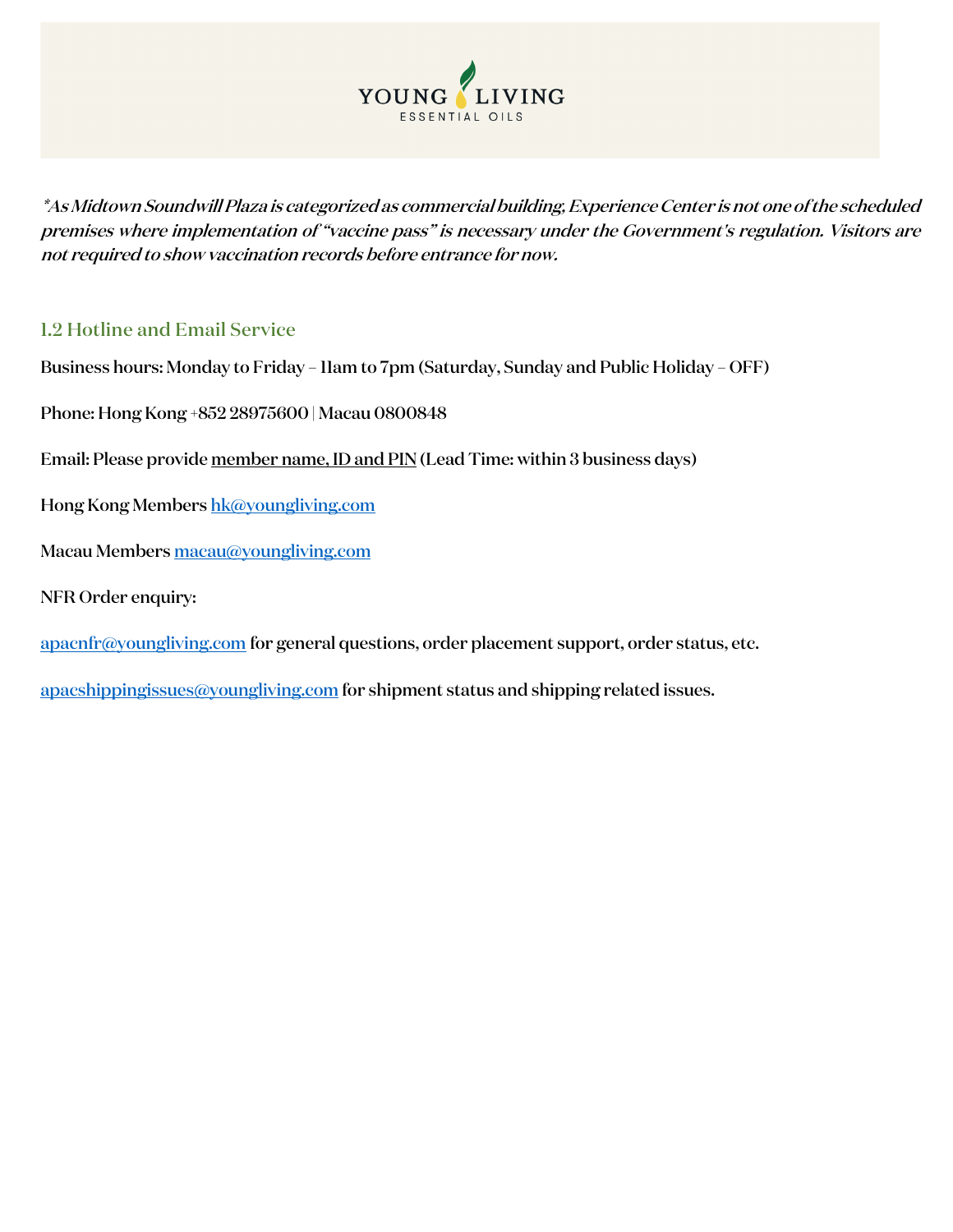YOUNG LIVING ESSENTIAL OILS

*\*As Midtown Soundwill Plaza is categorized as commercial building, Experience Center is not one of the scheduled premises where implementation of "vaccine pass" is necessary under the Government's regulation. Visitors are not required to show vaccination records before entrance for now.*

## 1.2 Hotline and Email Service

Business hours: Monday to Friday – 11am to 7pm (Saturday, Sunday and Public Holiday – OFF)

Phone: Hong Kong +852 28975600 | Macau 0800848

Email: Please provide member name, ID and PIN (Lead Time: within 3 business days)

Hong Kong Members hk@youngliving.com

Macau Members macau@youngliving.com

NFR Order enquiry:

apacnfr@youngliving.com for general questions, order placement support, order status, etc.

apacshippingissues@youngliving.com for shipment status and shipping related issues.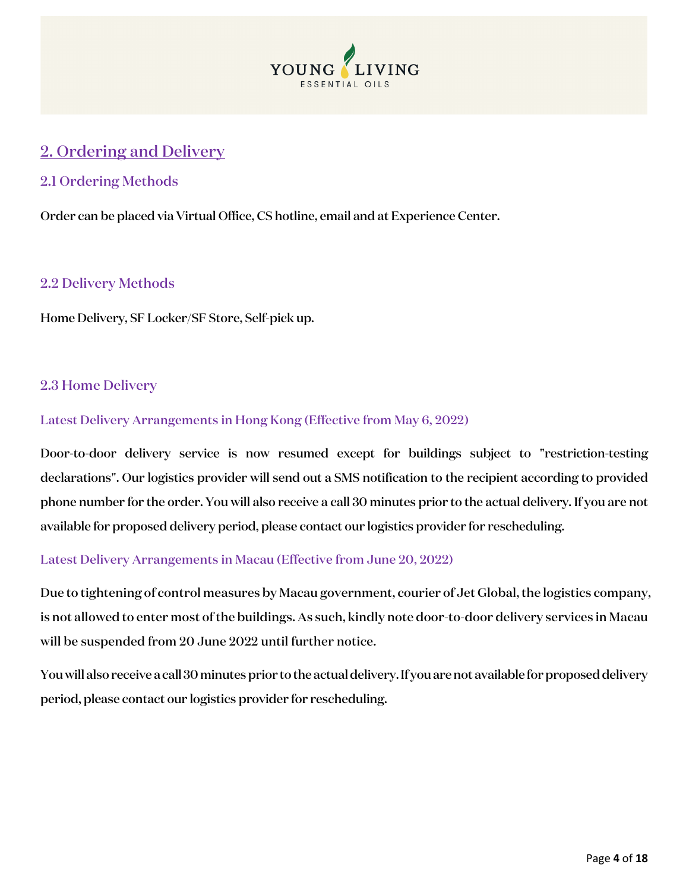## 2. Ordering and Delivery

### 2.1 Ordering Methods

Order can be placed via Virtual Office, CS hotline, email and at Experience Center.

### 2.2 Delivery Methods

Home Delivery, SF Locker/SF Store, Self-pick up.

### 2.3 Home Delivery

#### Latest Delivery Arrangements in Hong Kong (Effective from May 6, 2022)

Door-to-door delivery service is now resumed except for buildings subject to "restriction-testing declarations". Our logistics provider will send out a SMS notification to the recipient according to provided phone number for the order. You will also receive a call 30 minutes prior to the actual delivery. If you are not available for proposed delivery period, please contact our logistics provider for rescheduling.

#### Latest Delivery Arrangements in Macau (Effective from June 20, 2022)

Due to tightening of control measures by Macau government, courier of Jet Global, the logistics company, is not allowed to enter most of the buildings. As such, kindly note door-to-door delivery services in Macau will be suspended from 20 June 2022 until further notice.

You will also receive a call 30 minutes prior to the actual delivery. If you are not available for proposed delivery period, please contact our logistics provider for rescheduling.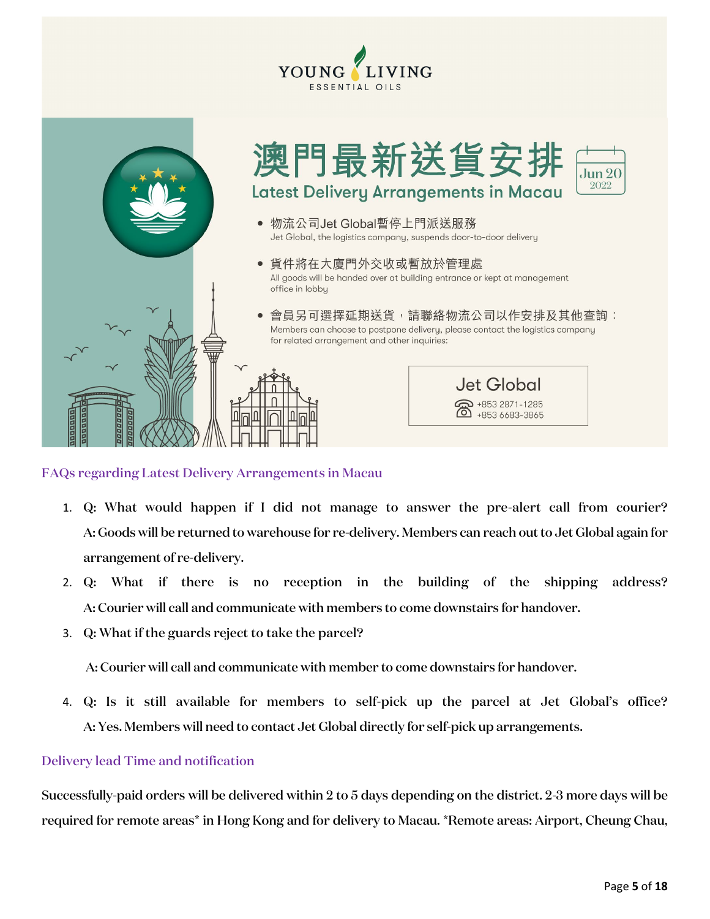YOUNG LIVING
ESSENTIAL OILS

# 澳門最新送貨安排
## Latest Delivery Arrangements in Macau

Jun 20 2022

- 物流公司Jet Global暫停上門派送服務
  Jet Global, the logistics company, suspends door-to-door delivery
- 貨件將在大廈門外交收或暫放於管理處
  All goods will be handed over at building entrance or kept at management office in lobby
- 會員另可選擇延期送貨，請聯絡物流公司以作安排及其他查詢：
  Members can choose to postpone delivery, please contact the logistics company for related arrangement and other inquiries:

**Jet Global**
+853 2871-1285
+853 6683-3865

### FAQs regarding Latest Delivery Arrangements in Macau

1. Q: What would happen if I did not manage to answer the pre-alert call from courier?
   A: Goods will be returned to warehouse for re-delivery. Members can reach out to Jet Global again for arrangement of re-delivery.
2. Q: What if there is no reception in the building of the shipping address?
   A: Courier will call and communicate with members to come downstairs for handover.
3. Q: What if the guards reject to take the parcel?

   A: Courier will call and communicate with member to come downstairs for handover.
4. Q: Is it still available for members to self-pick up the parcel at Jet Global's office?
   A: Yes. Members will need to contact Jet Global directly for self-pick up arrangements.

### Delivery lead Time and notification

Successfully-paid orders will be delivered within 2 to 5 days depending on the district. 2-3 more days will be required for remote areas* in Hong Kong and for delivery to Macau. *Remote areas: Airport, Cheung Chau,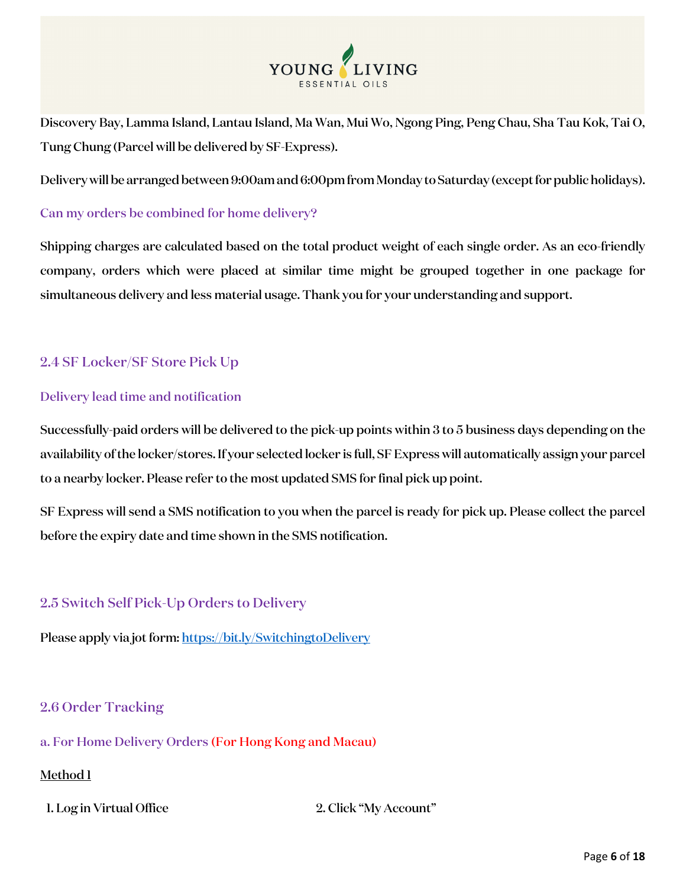Discovery Bay, Lamma Island, Lantau Island, Ma Wan, Mui Wo, Ngong Ping, Peng Chau, Sha Tau Kok, Tai O, Tung Chung (Parcel will be delivered by SF-Express).

Delivery will be arranged between 9:00am and 6:00pm from Monday to Saturday (except for public holidays).

### Can my orders be combined for home delivery?

Shipping charges are calculated based on the total product weight of each single order. As an eco-friendly company, orders which were placed at similar time might be grouped together in one package for simultaneous delivery and less material usage. Thank you for your understanding and support.

## 2.4 SF Locker/SF Store Pick Up

### Delivery lead time and notification

Successfully-paid orders will be delivered to the pick-up points within 3 to 5 business days depending on the availability of the locker/stores. If your selected locker is full, SF Express will automatically assign your parcel to a nearby locker. Please refer to the most updated SMS for final pick up point.

SF Express will send a SMS notification to you when the parcel is ready for pick up. Please collect the parcel before the expiry date and time shown in the SMS notification.

## 2.5 Switch Self Pick-Up Orders to Delivery

Please apply via jot form: https://bit.ly/SwitchingtoDelivery

## 2.6 Order Tracking

### a. For Home Delivery Orders (For Hong Kong and Macau)

Method 1

1. Log in Virtual Office
2. Click "My Account"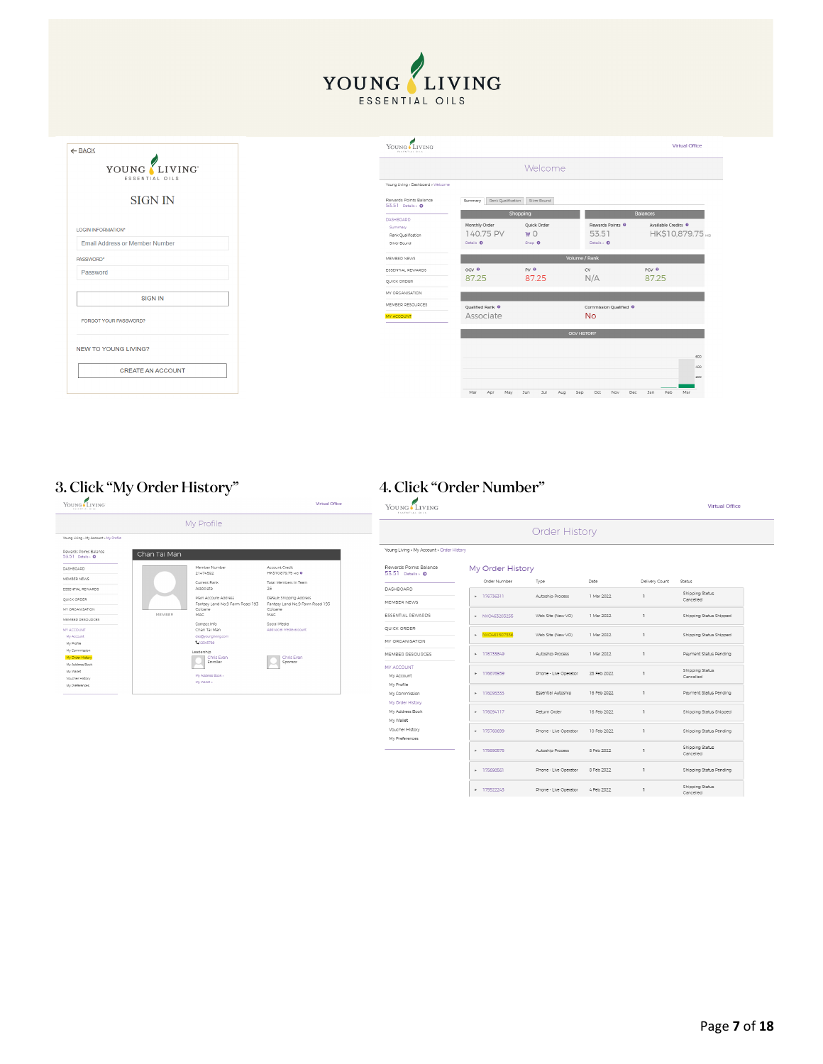# YOUNG LIVING
ESSENTIAL OILS

## 3. Click "My Order History"

## 4. Click "Order Number"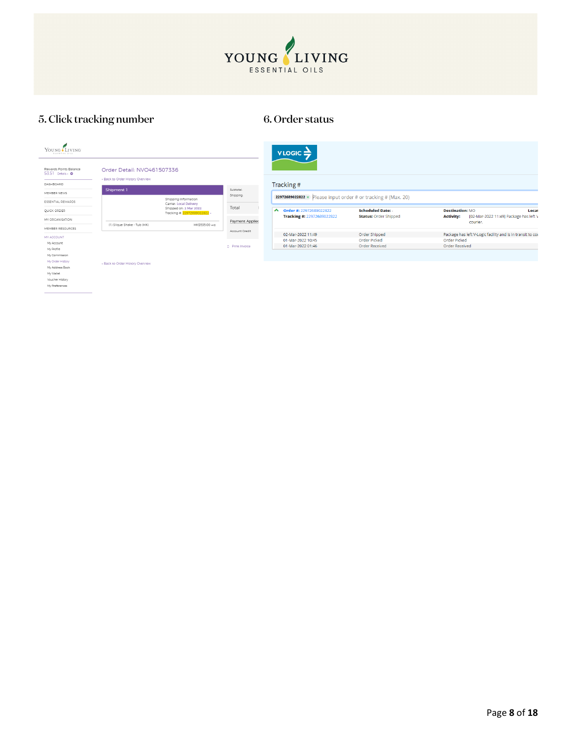## 5. Click tracking number

Rewards Points Balance
53.51 Details

DASHBOARD

MEMBER NEWS

ESSENTIAL REWARDS

QUICK ORDER

MY ORGANISATION

MEMBER RESOURCES

MY ACCOUNT

- My Account
- My Profile
- My Commission
- My Order History
- My Address Book
- My Wallet
- Voucher History
- My Preferences

Order Detail: NVO461507336

‹ Back to Order History Overview

Shipment 1

Shipping Information
Carrier: Local Delivery
Shipped on: 2 Mar 2022
Tracking #: 22972689022822

(1) Slique Shake - Tub (HK) HK$535.00

Subtotal:
Shipping:

Total

Payment Applied

Account Credit

Print Invoice

‹ Back to Order History Overview

## 6. Order status

VLOGIC

Tracking #

22972689022822 × Please input order # or tracking # (Max. 20)

Order #: 22972689022822 | Scheduled Date: - | Destination: MO
Tracking #: 22972689022822 | Status: Order Shipped | Activity: [02-Mar-2022 11:49] Package has left V... courier.

| | | |
|---|---|---|
| 02-Mar-2022 11:49 | Order Shipped | Package has left V-Logic facility and is in transit to co... |
| 01-Mar-2022 10:45 | Order Picked | Order Picked |
| 01-Mar-2022 01:46 | Order Received | Order Received |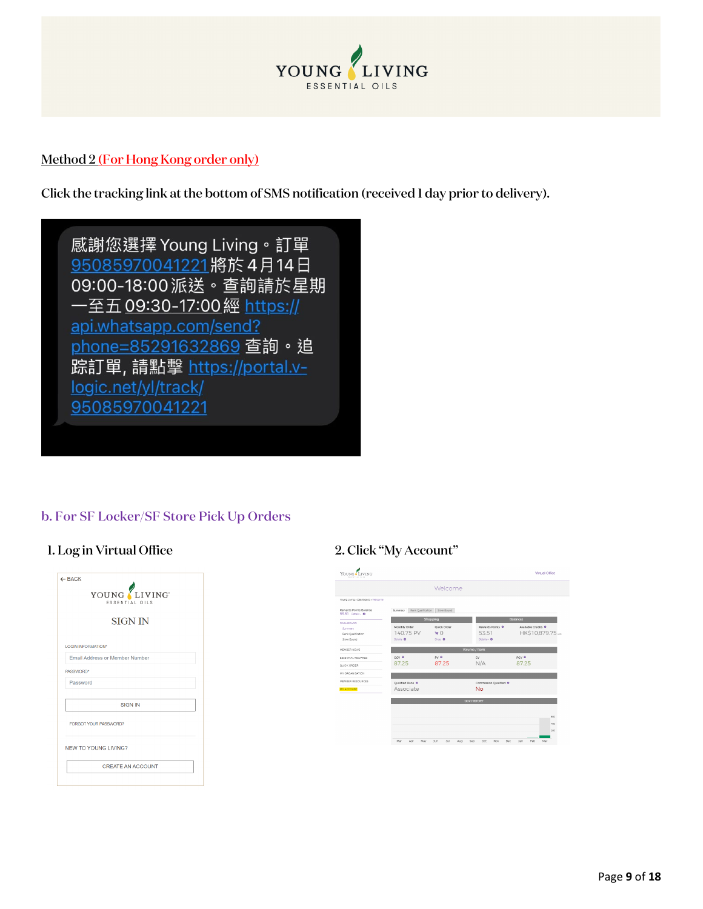Method 2 (For Hong Kong order only)

**Click the tracking link at the bottom of SMS notification (received 1 day prior to delivery).**

感謝您選擇 Young Living。訂單 95085970041221將於4月14日 09:00-18:00派送。查詢請於星期一至五 09:30-17:00經 https://api.whatsapp.com/send?phone=85291632869 查詢。追踪訂單, 請點擊 https://portal.v-logic.net/yl/track/95085970041221

## b. For SF Locker/SF Store Pick Up Orders

1. Log in Virtual Office

2. Click "My Account"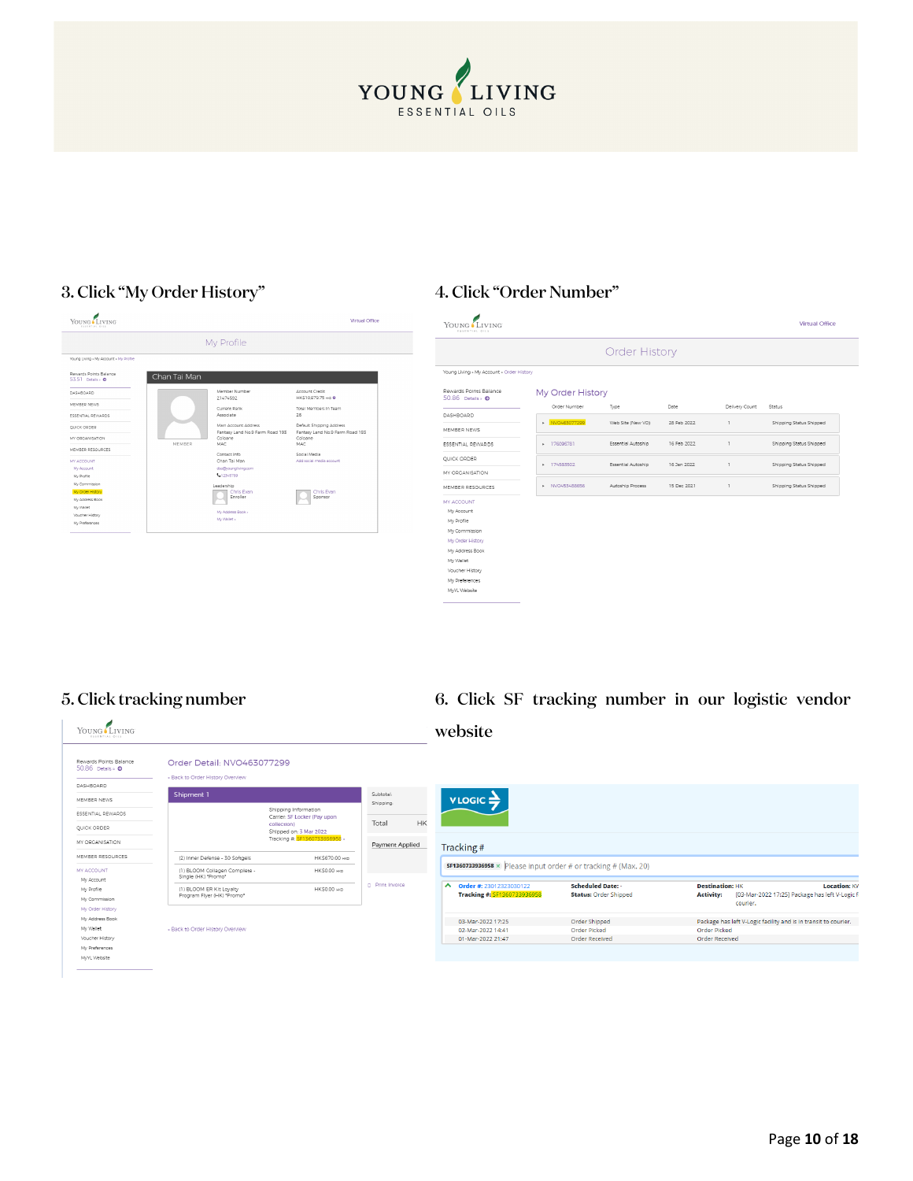### 3. Click "My Order History"

### 4. Click "Order Number"

### 5. Click tracking number

### 6. Click SF tracking number in our logistic vendor website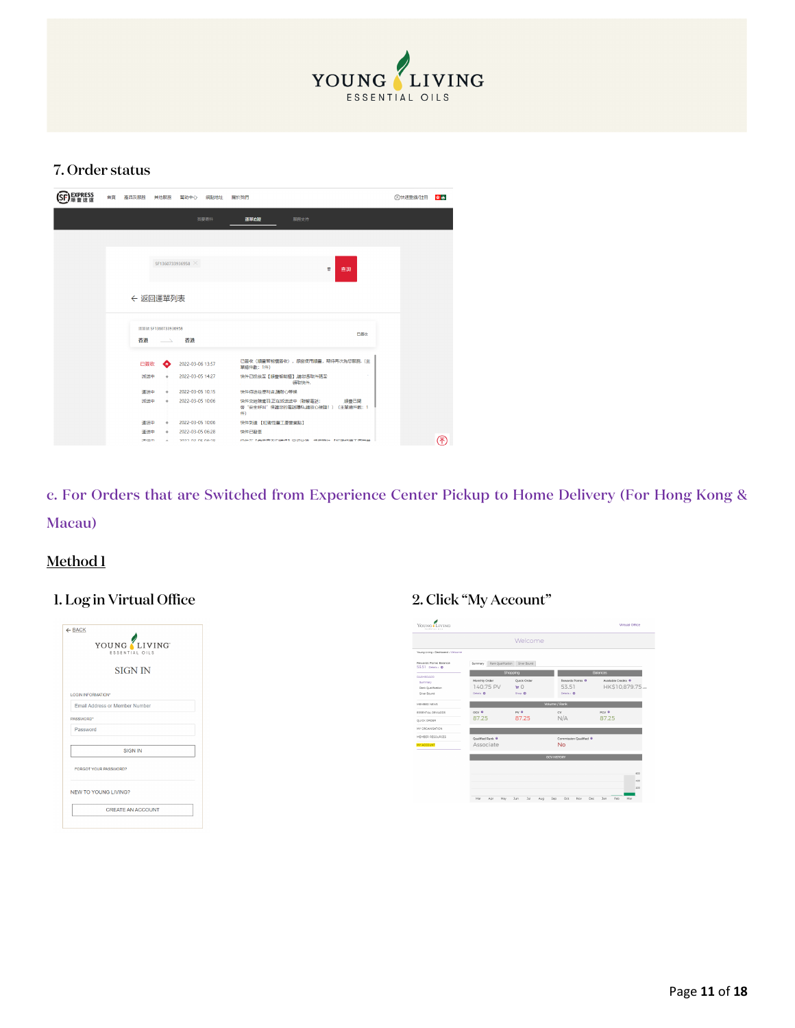### 7. Order status

### c. For Orders that are Switched from Experience Center Pickup to Home Delivery (For Hong Kong & Macau)

**Method 1**

### 1. Log in Virtual Office

### 2. Click "My Account"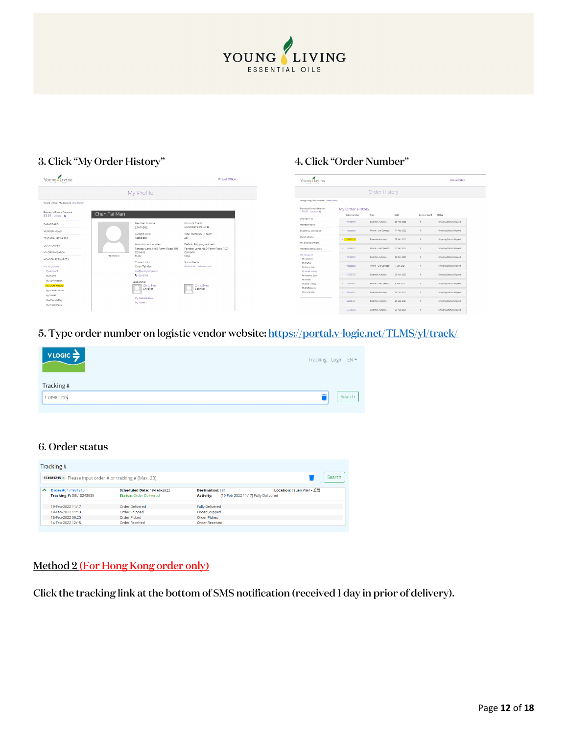### 3. Click "My Order History"

### 4. Click "Order Number"

### 5. Type order number on logistic vendor website: [https://portal.v-logic.net/TLMS/yl/track/](https://portal.v-logic.net/TLMS/yl/track/)

### 6. Order status

## Method 2 (For Hong Kong order only)

Click the tracking link at the bottom of SMS notification (received 1 day in prior of delivery).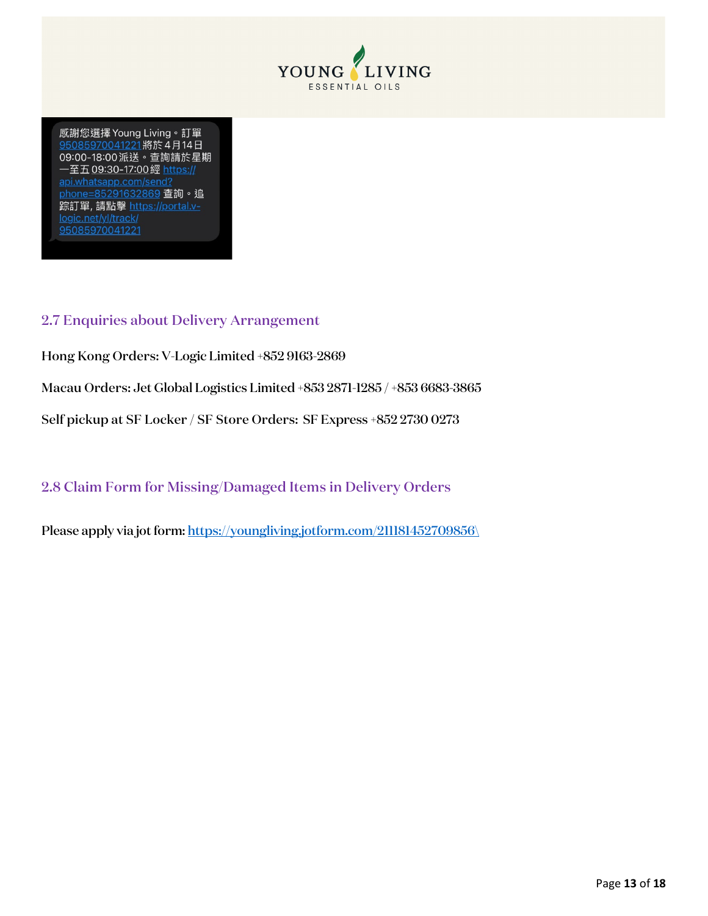感謝您選擇 Young Living。訂單95085970041221將於4月14日09:00-18:00派送。查詢請於星期一至五09:30-17:00經 https://api.whatsapp.com/send?phone=85291632869 查詢。追踪訂單，請點擊 https://portal.v-logic.net/yl/track/95085970041221

## 2.7 Enquiries about Delivery Arrangement

Hong Kong Orders: V-Logic Limited +852 9163-2869

Macau Orders: Jet Global Logistics Limited +853 2871-1285 / +853 6683-3865

Self pickup at SF Locker / SF Store Orders: SF Express +852 2730 0273

## 2.8 Claim Form for Missing/Damaged Items in Delivery Orders

Please apply via jot form: https://youngliving.jotform.com/211181452709856\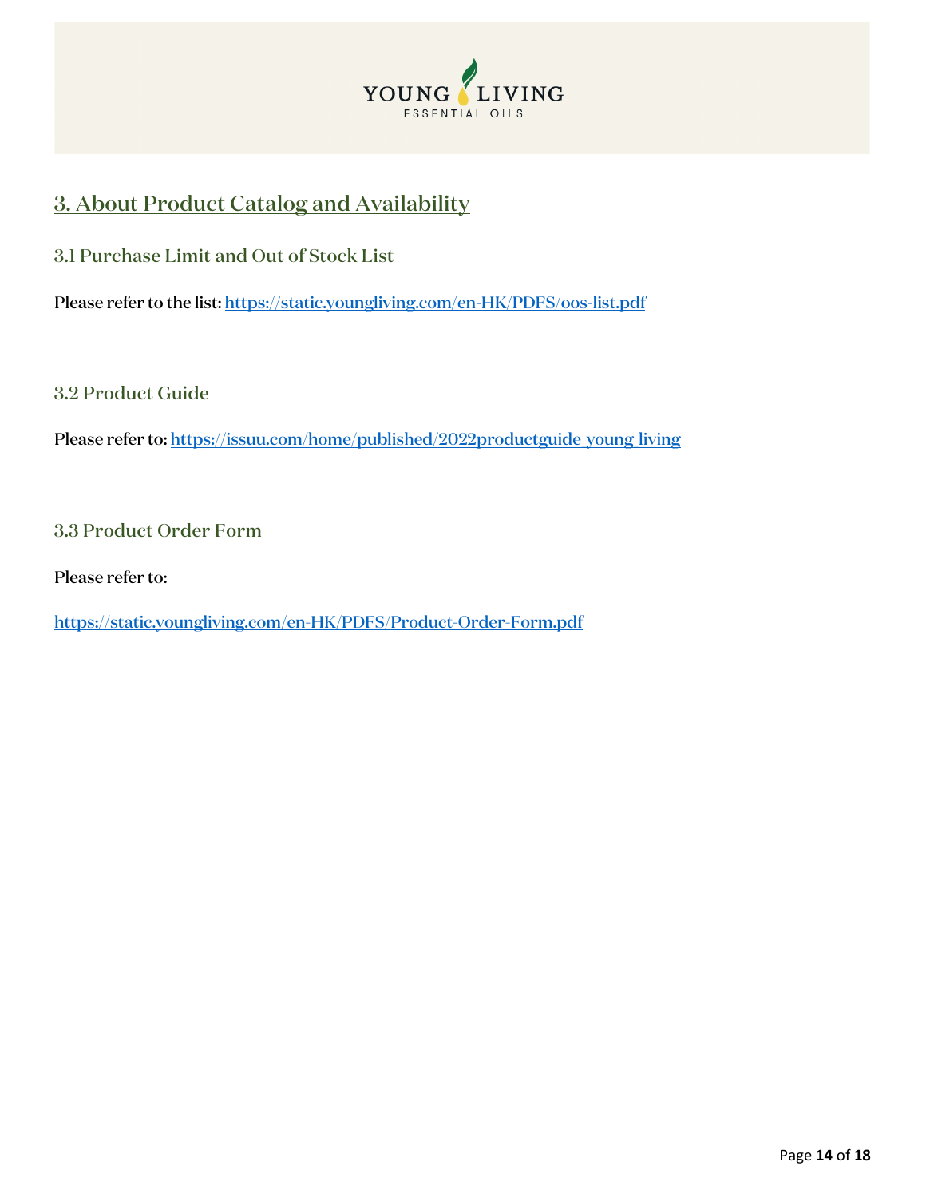## 3. About Product Catalog and Availability

### 3.1 Purchase Limit and Out of Stock List

**Please refer to the list:** https://static.youngliving.com/en-HK/PDFS/oos-list.pdf

### 3.2 Product Guide

**Please refer to:** https://issuu.com/home/published/2022productguide_young_living

### 3.3 Product Order Form

**Please refer to:**

https://static.youngliving.com/en-HK/PDFS/Product-Order-Form.pdf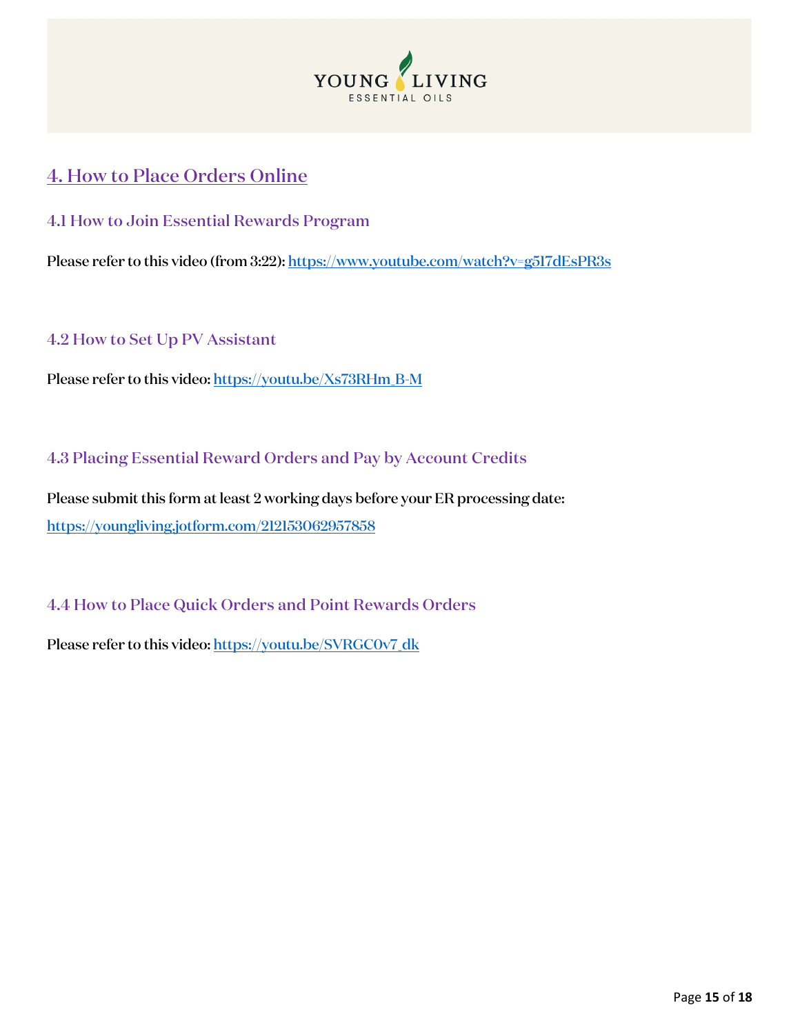## 4. How to Place Orders Online

### 4.1 How to Join Essential Rewards Program

Please refer to this video (from 3:22): https://www.youtube.com/watch?v=g517dEsPR3s

### 4.2 How to Set Up PV Assistant

Please refer to this video: https://youtu.be/Xs73RHm_B-M

### 4.3 Placing Essential Reward Orders and Pay by Account Credits

Please submit this form at least 2 working days before your ER processing date:
https://youngliving.jotform.com/212153062957858

### 4.4 How to Place Quick Orders and Point Rewards Orders

Please refer to this video: https://youtu.be/SVRGC0v7_dk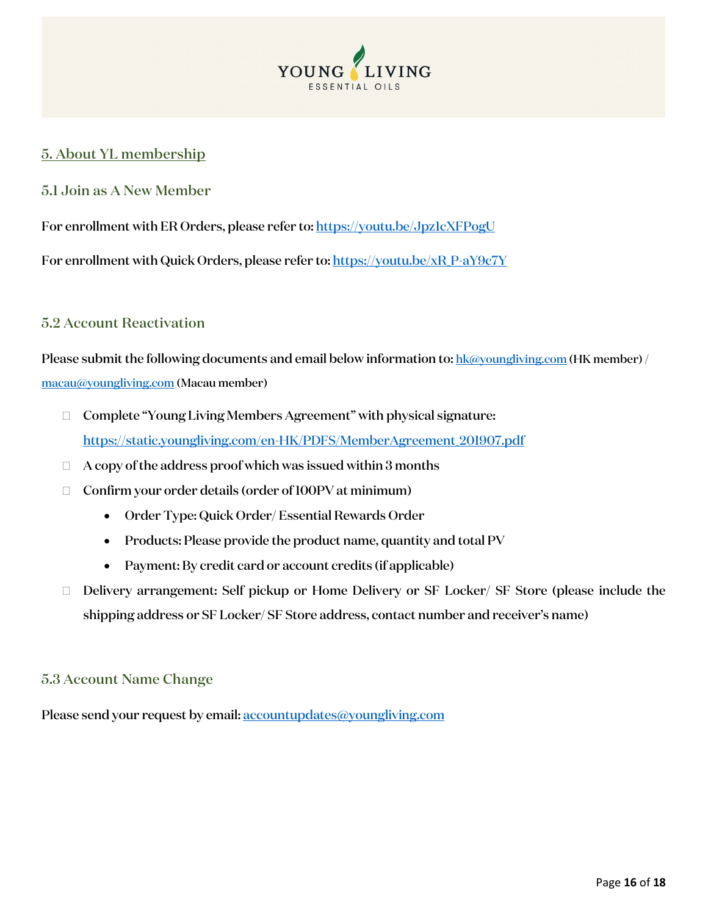## 5. About YL membership

### 5.1 Join as A New Member

For enrollment with ER Orders, please refer to: https://youtu.be/Jpz1cXFPogU

For enrollment with Quick Orders, please refer to: https://youtu.be/xR_P-aY9c7Y

### 5.2 Account Reactivation

Please submit the following documents and email below information to: hk@youngliving.com (HK member) / macau@youngliving.com (Macau member)

- Complete "Young Living Members Agreement" with physical signature: https://static.youngliving.com/en-HK/PDFS/MemberAgreement_201907.pdf
- A copy of the address proof which was issued within 3 months
- Confirm your order details (order of 100PV at minimum)
  - Order Type: Quick Order/ Essential Rewards Order
  - Products: Please provide the product name, quantity and total PV
  - Payment: By credit card or account credits (if applicable)
- Delivery arrangement: Self pickup or Home Delivery or SF Locker/ SF Store (please include the shipping address or SF Locker/ SF Store address, contact number and receiver's name)

### 5.3 Account Name Change

Please send your request by email: accountupdates@youngliving.com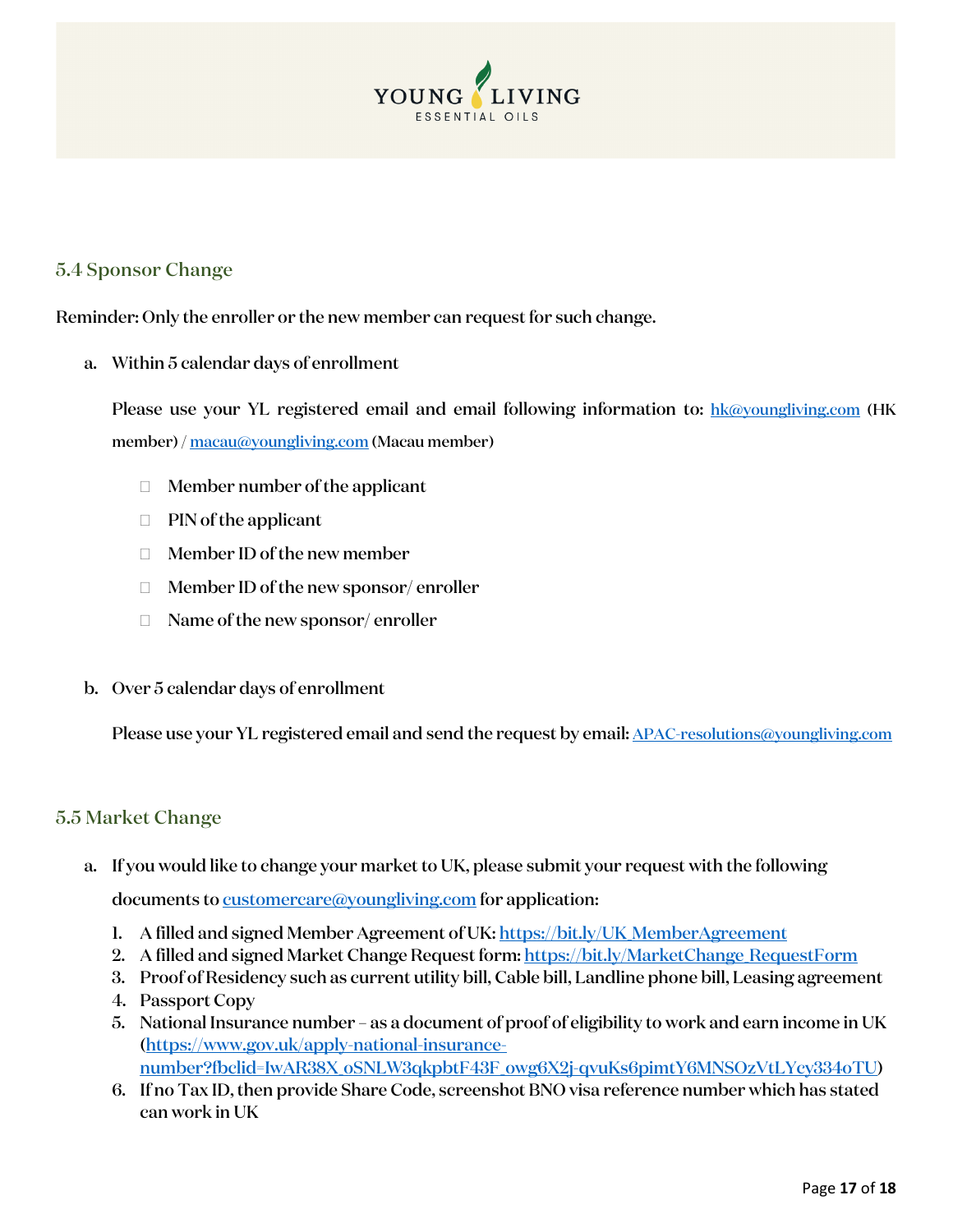## 5.4 Sponsor Change

Reminder: Only the enroller or the new member can request for such change.

a. Within 5 calendar days of enrollment

   Please use your YL registered email and email following information to: hk@youngliving.com (HK member) / macau@youngliving.com (Macau member)

   - Member number of the applicant
   - PIN of the applicant
   - Member ID of the new member
   - Member ID of the new sponsor/ enroller
   - Name of the new sponsor/ enroller

b. Over 5 calendar days of enrollment

   Please use your YL registered email and send the request by email: APAC-resolutions@youngliving.com

## 5.5 Market Change

a. If you would like to change your market to UK, please submit your request with the following documents to customercare@youngliving.com for application:

   1. A filled and signed Member Agreement of UK: https://bit.ly/UK_MemberAgreement
   2. A filled and signed Market Change Request form: https://bit.ly/MarketChange_RequestForm
   3. Proof of Residency such as current utility bill, Cable bill, Landline phone bill, Leasing agreement
   4. Passport Copy
   5. National Insurance number – as a document of proof of eligibility to work and earn income in UK (https://www.gov.uk/apply-national-insurance-number?fbclid=IwAR38X_oSNLW3qkpbtF43F_owg6X2j-qvuKs6pimtY6MNSOzVtLYcy334oTU)
   6. If no Tax ID, then provide Share Code, screenshot BNO visa reference number which has stated can work in UK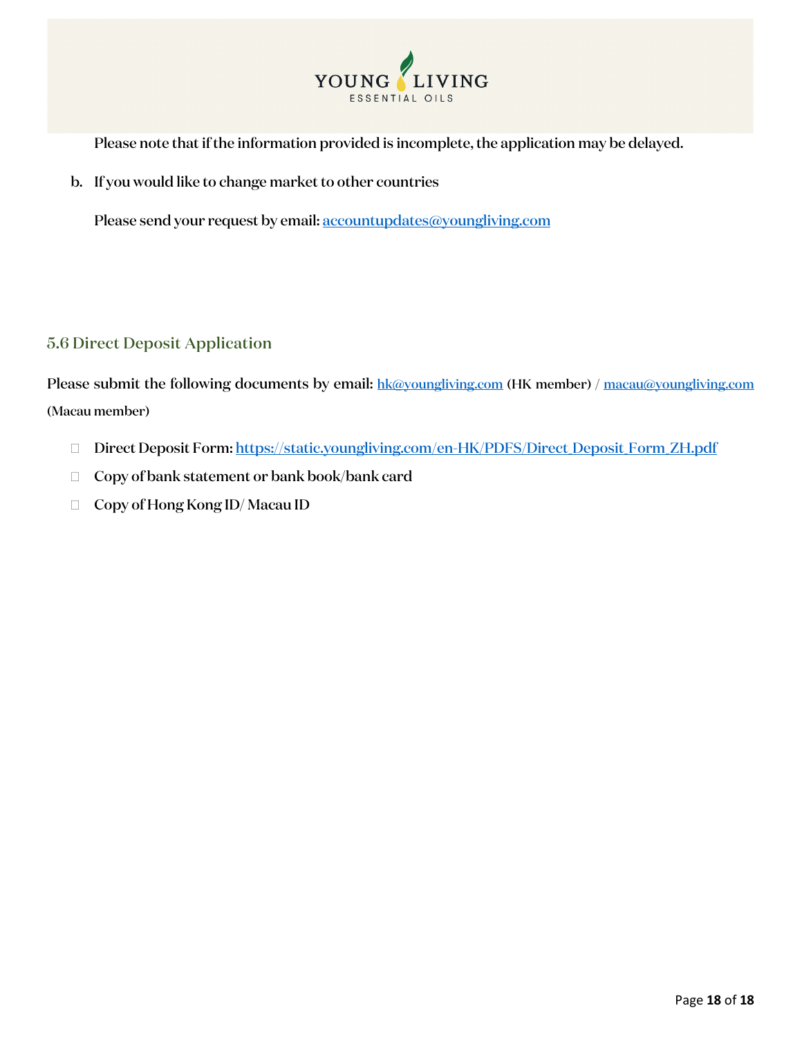Please note that if the information provided is incomplete, the application may be delayed.

b. If you would like to change market to other countries

   Please send your request by email: accountupdates@youngliving.com

## 5.6 Direct Deposit Application

Please submit the following documents by email: hk@youngliving.com (HK member) / macau@youngliving.com (Macau member)

- Direct Deposit Form: https://static.youngliving.com/en-HK/PDFS/Direct_Deposit_Form_ZH.pdf
- Copy of bank statement or bank book/bank card
- Copy of Hong Kong ID/ Macau ID